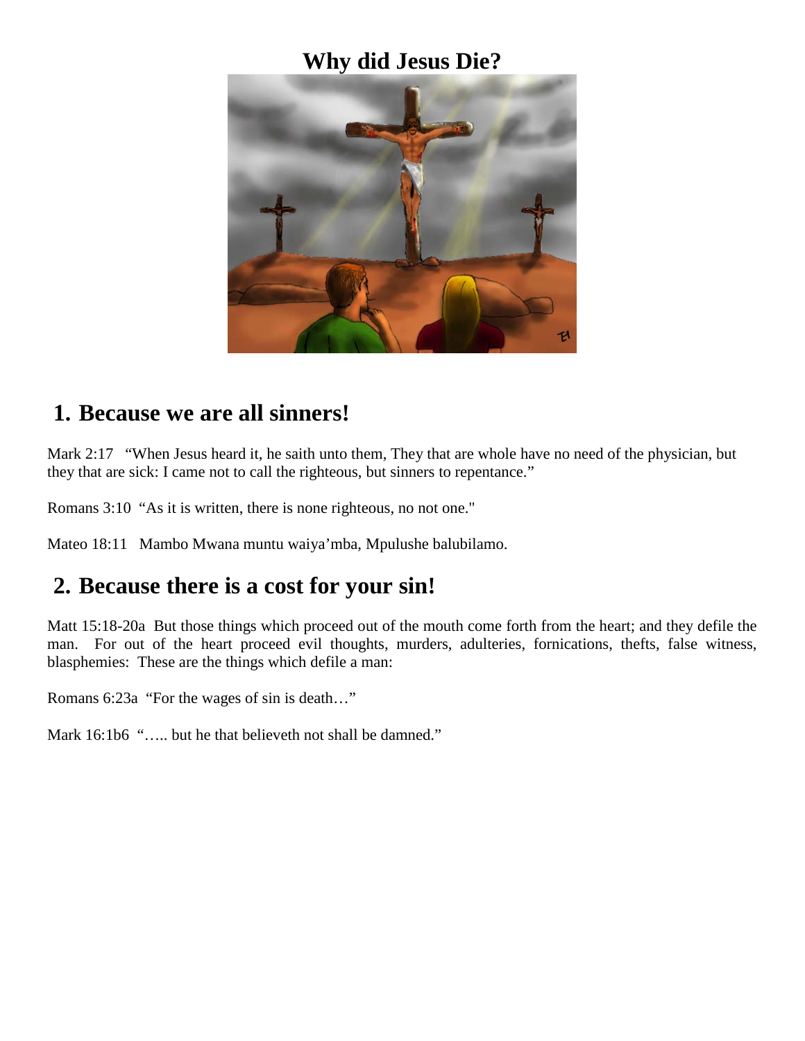# Why did Jesus Die?

## 1. Because we are all sinners!

Mark 2:17 "When Jesus heard it, he saith unto them, They that are whole have no need of the physician, but they that are sick: I came not to call the righteous, but sinners to repentance."

Romans 3:10 "As it is written, there is none righteous, no not one."

Mateo 18:11 Mambo Mwana muntu waiya'mba, Mpulushe balubilamo.

## 2. Because there is a cost for your sin!

Matt 15:18-20a But those things which proceed out of the mouth come forth from the heart; and they defile the man. For out of the heart proceed evil thoughts, murders, adulteries, fornications, thefts, false witness, blasphemies: These are the things which defile a man:

Romans 6:23a "For the wages of sin is death…"

Mark 16:1b6 "….. but he that believeth not shall be damned."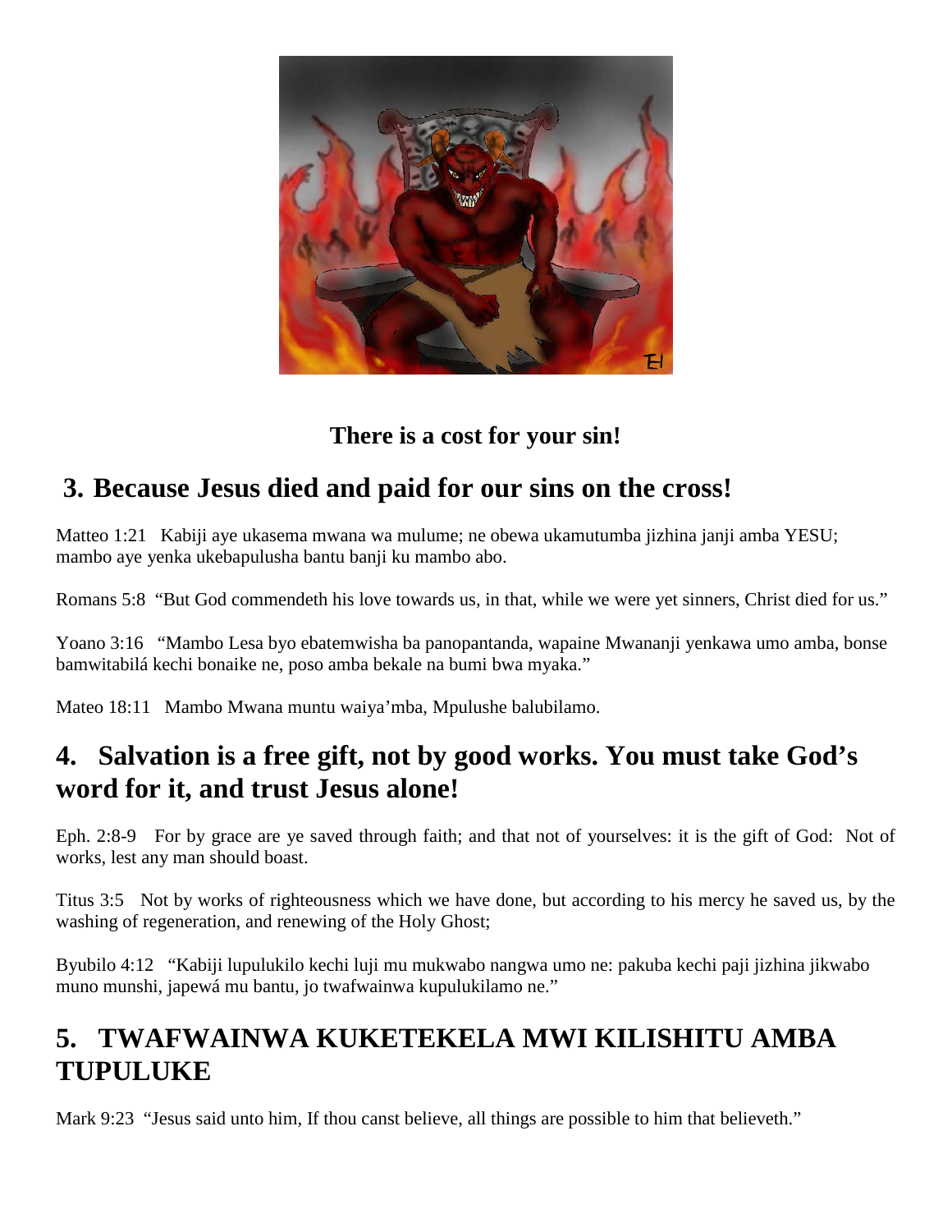**There is a cost for your sin!**

## 3. Because Jesus died and paid for our sins on the cross!

Matteo 1:21 Kabiji aye ukasema mwana wa mulume; ne obewa ukamutumba jizhina janji amba YESU; mambo aye yenka ukebapulusha bantu banji ku mambo abo.

Romans 5:8 "But God commendeth his love towards us, in that, while we were yet sinners, Christ died for us."

Yoano 3:16 "Mambo Lesa byo ebatemwisha ba panopantanda, wapaine Mwananji yenkawa umo amba, bonse bamwitabilá kechi bonaike ne, poso amba bekale na bumi bwa myaka."

Mateo 18:11 Mambo Mwana muntu waiya'mba, Mpulushe balubilamo.

## 4. Salvation is a free gift, not by good works. You must take God's word for it, and trust Jesus alone!

Eph. 2:8-9 For by grace are ye saved through faith; and that not of yourselves: it is the gift of God: Not of works, lest any man should boast.

Titus 3:5 Not by works of righteousness which we have done, but according to his mercy he saved us, by the washing of regeneration, and renewing of the Holy Ghost;

Byubilo 4:12 "Kabiji lupulukilo kechi luji mu mukwabo nangwa umo ne: pakuba kechi paji jizhina jikwabo muno munshi, japewá mu bantu, jo twafwainwa kupulukilamo ne."

## 5. TWAFWAINWA KUKETEKELA MWI KILISHITU AMBA TUPULUKE

Mark 9:23 "Jesus said unto him, If thou canst believe, all things are possible to him that believeth."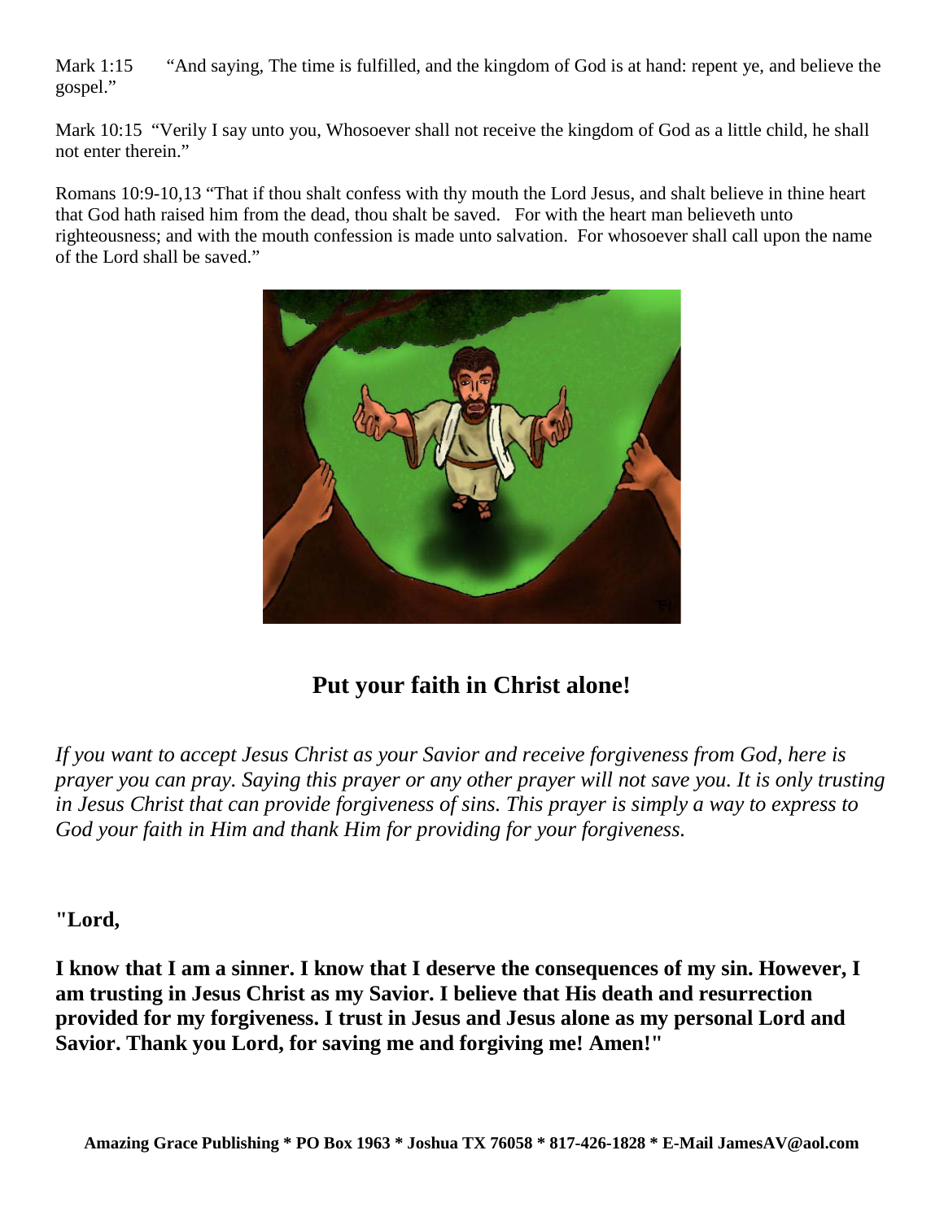Mark 1:15 “And saying, The time is fulfilled, and the kingdom of God is at hand: repent ye, and believe the gospel.”

Mark 10:15 “Verily I say unto you, Whosoever shall not receive the kingdom of God as a little child, he shall not enter therein.”

Romans 10:9-10,13 “That if thou shalt confess with thy mouth the Lord Jesus, and shalt believe in thine heart that God hath raised him from the dead, thou shalt be saved. For with the heart man believeth unto righteousness; and with the mouth confession is made unto salvation. For whosoever shall call upon the name of the Lord shall be saved.”

## Put your faith in Christ alone!

*If you want to accept Jesus Christ as your Savior and receive forgiveness from God, here is prayer you can pray. Saying this prayer or any other prayer will not save you. It is only trusting in Jesus Christ that can provide forgiveness of sins. This prayer is simply a way to express to God your faith in Him and thank Him for providing for your forgiveness.*

**"Lord,**

**I know that I am a sinner. I know that I deserve the consequences of my sin. However, I am trusting in Jesus Christ as my Savior. I believe that His death and resurrection provided for my forgiveness. I trust in Jesus and Jesus alone as my personal Lord and Savior. Thank you Lord, for saving me and forgiving me! Amen!"**

**Amazing Grace Publishing * PO Box 1963 * Joshua TX 76058 * 817-426-1828 * E-Mail JamesAV@aol.com**